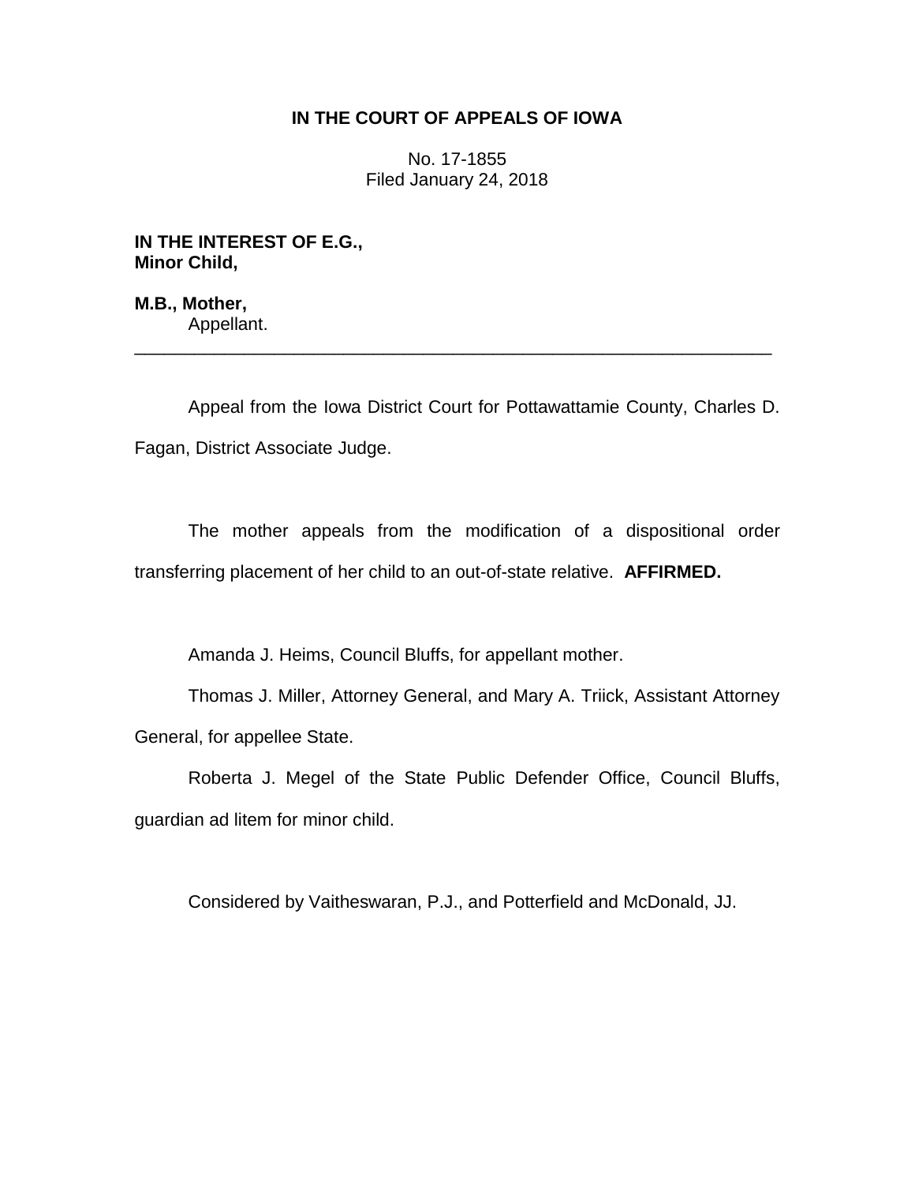# IN THE COURT OF APPEALS OF IOWA

No. 17-1855
Filed January 24, 2018

**IN THE INTEREST OF E.G.,**
**Minor Child,**

**M.B., Mother,**
Appellant.

---

Appeal from the Iowa District Court for Pottawattamie County, Charles D. Fagan, District Associate Judge.

The mother appeals from the modification of a dispositional order transferring placement of her child to an out-of-state relative. **AFFIRMED.**

Amanda J. Heims, Council Bluffs, for appellant mother.

Thomas J. Miller, Attorney General, and Mary A. Triick, Assistant Attorney General, for appellee State.

Roberta J. Megel of the State Public Defender Office, Council Bluffs, guardian ad litem for minor child.

Considered by Vaitheswaran, P.J., and Potterfield and McDonald, JJ.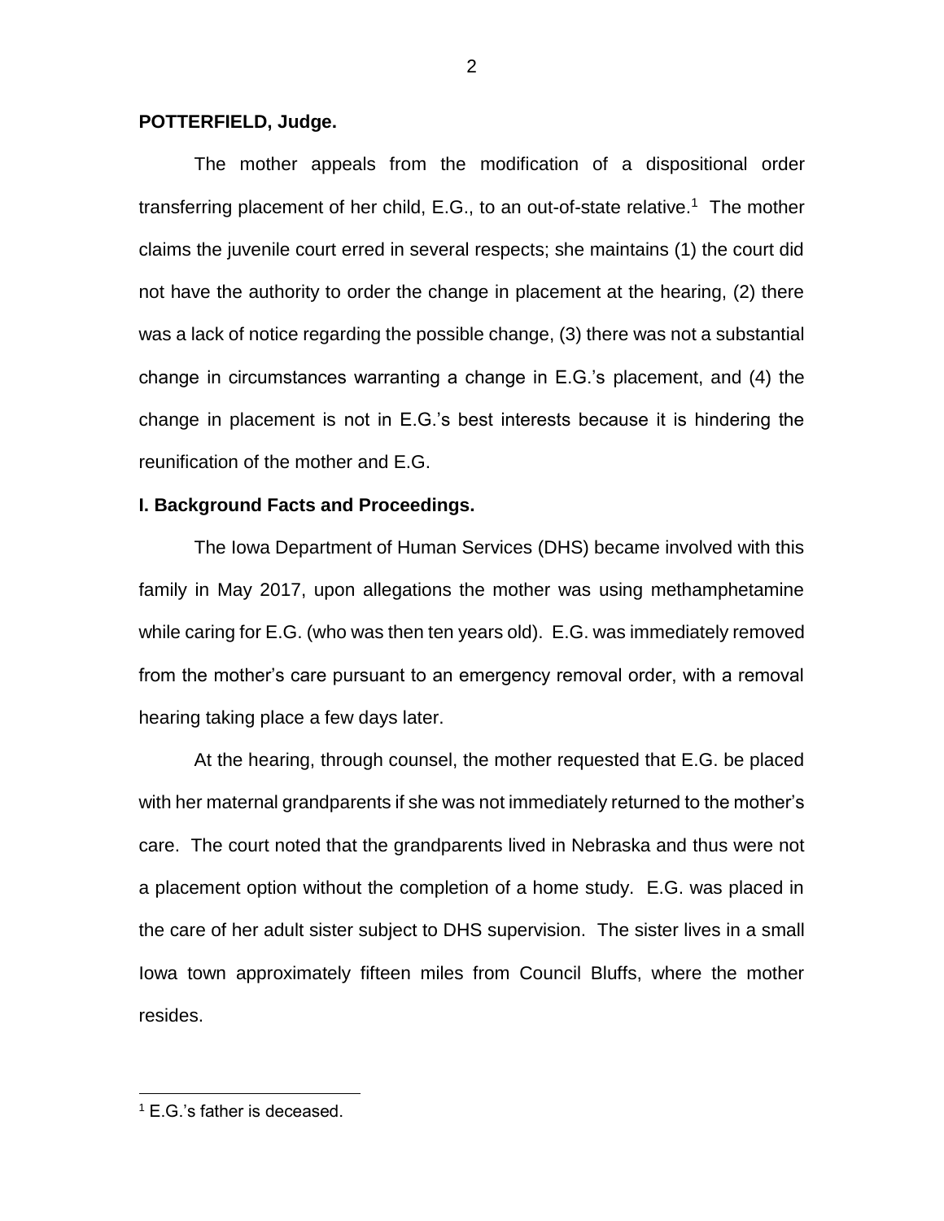**POTTERFIELD, Judge.**

The mother appeals from the modification of a dispositional order transferring placement of her child, E.G., to an out-of-state relative.[1] The mother claims the juvenile court erred in several respects; she maintains (1) the court did not have the authority to order the change in placement at the hearing, (2) there was a lack of notice regarding the possible change, (3) there was not a substantial change in circumstances warranting a change in E.G.'s placement, and (4) the change in placement is not in E.G.'s best interests because it is hindering the reunification of the mother and E.G.

## I. Background Facts and Proceedings.

The Iowa Department of Human Services (DHS) became involved with this family in May 2017, upon allegations the mother was using methamphetamine while caring for E.G. (who was then ten years old). E.G. was immediately removed from the mother's care pursuant to an emergency removal order, with a removal hearing taking place a few days later.

At the hearing, through counsel, the mother requested that E.G. be placed with her maternal grandparents if she was not immediately returned to the mother's care. The court noted that the grandparents lived in Nebraska and thus were not a placement option without the completion of a home study. E.G. was placed in the care of her adult sister subject to DHS supervision. The sister lives in a small Iowa town approximately fifteen miles from Council Bluffs, where the mother resides.

[1] E.G.'s father is deceased.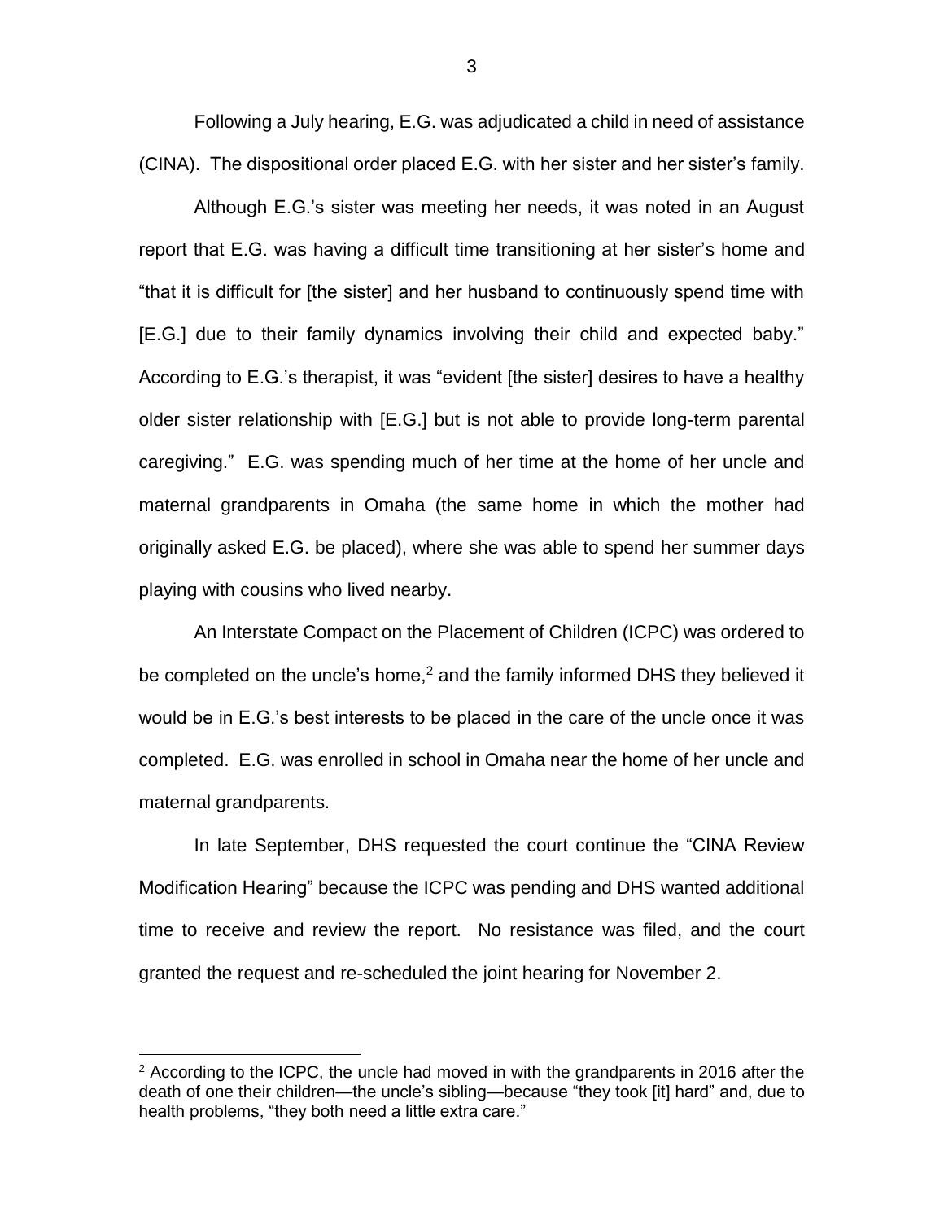Following a July hearing, E.G. was adjudicated a child in need of assistance (CINA). The dispositional order placed E.G. with her sister and her sister's family.

Although E.G.'s sister was meeting her needs, it was noted in an August report that E.G. was having a difficult time transitioning at her sister's home and "that it is difficult for [the sister] and her husband to continuously spend time with [E.G.] due to their family dynamics involving their child and expected baby." According to E.G.'s therapist, it was "evident [the sister] desires to have a healthy older sister relationship with [E.G.] but is not able to provide long-term parental caregiving." E.G. was spending much of her time at the home of her uncle and maternal grandparents in Omaha (the same home in which the mother had originally asked E.G. be placed), where she was able to spend her summer days playing with cousins who lived nearby.

An Interstate Compact on the Placement of Children (ICPC) was ordered to be completed on the uncle's home,[2] and the family informed DHS they believed it would be in E.G.'s best interests to be placed in the care of the uncle once it was completed. E.G. was enrolled in school in Omaha near the home of her uncle and maternal grandparents.

In late September, DHS requested the court continue the "CINA Review Modification Hearing" because the ICPC was pending and DHS wanted additional time to receive and review the report. No resistance was filed, and the court granted the request and re-scheduled the joint hearing for November 2.

[2] According to the ICPC, the uncle had moved in with the grandparents in 2016 after the death of one their children—the uncle's sibling—because "they took [it] hard" and, due to health problems, "they both need a little extra care."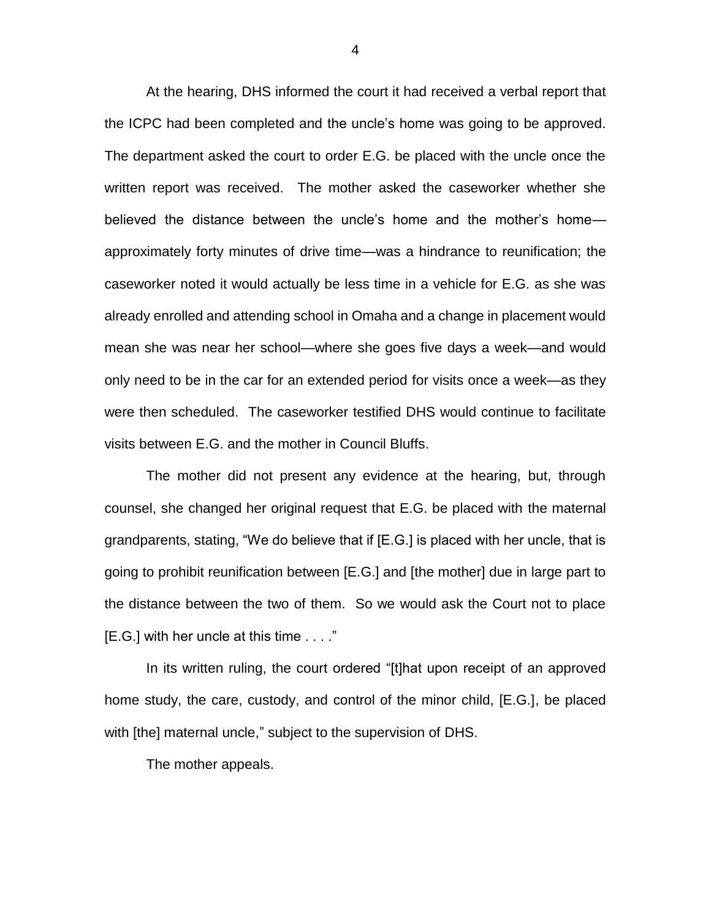At the hearing, DHS informed the court it had received a verbal report that the ICPC had been completed and the uncle's home was going to be approved. The department asked the court to order E.G. be placed with the uncle once the written report was received. The mother asked the caseworker whether she believed the distance between the uncle's home and the mother's home—approximately forty minutes of drive time—was a hindrance to reunification; the caseworker noted it would actually be less time in a vehicle for E.G. as she was already enrolled and attending school in Omaha and a change in placement would mean she was near her school—where she goes five days a week—and would only need to be in the car for an extended period for visits once a week—as they were then scheduled. The caseworker testified DHS would continue to facilitate visits between E.G. and the mother in Council Bluffs.

The mother did not present any evidence at the hearing, but, through counsel, she changed her original request that E.G. be placed with the maternal grandparents, stating, "We do believe that if [E.G.] is placed with her uncle, that is going to prohibit reunification between [E.G.] and [the mother] due in large part to the distance between the two of them. So we would ask the Court not to place [E.G.] with her uncle at this time . . . ."

In its written ruling, the court ordered "[t]hat upon receipt of an approved home study, the care, custody, and control of the minor child, [E.G.], be placed with [the] maternal uncle," subject to the supervision of DHS.

The mother appeals.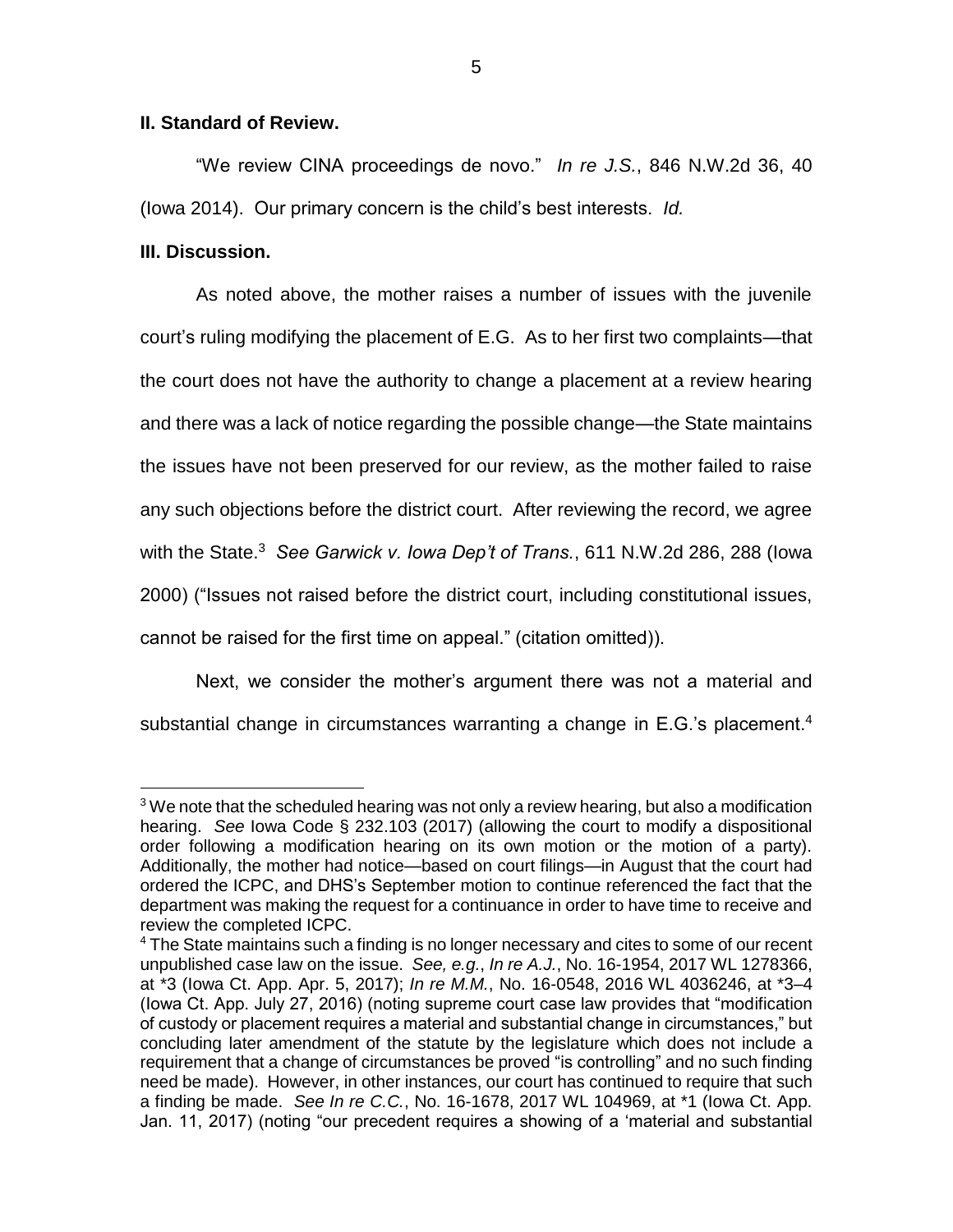## II. Standard of Review.

"We review CINA proceedings de novo." *In re J.S.*, 846 N.W.2d 36, 40 (Iowa 2014). Our primary concern is the child's best interests. *Id.*

## III. Discussion.

As noted above, the mother raises a number of issues with the juvenile court's ruling modifying the placement of E.G. As to her first two complaints—that the court does not have the authority to change a placement at a review hearing and there was a lack of notice regarding the possible change—the State maintains the issues have not been preserved for our review, as the mother failed to raise any such objections before the district court. After reviewing the record, we agree with the State.[3] *See Garwick v. Iowa Dep't of Trans.*, 611 N.W.2d 286, 288 (Iowa 2000) ("Issues not raised before the district court, including constitutional issues, cannot be raised for the first time on appeal." (citation omitted)).

Next, we consider the mother's argument there was not a material and substantial change in circumstances warranting a change in E.G.'s placement.[4]

---

[3] We note that the scheduled hearing was not only a review hearing, but also a modification hearing. *See* Iowa Code § 232.103 (2017) (allowing the court to modify a dispositional order following a modification hearing on its own motion or the motion of a party). Additionally, the mother had notice—based on court filings—in August that the court had ordered the ICPC, and DHS's September motion to continue referenced the fact that the department was making the request for a continuance in order to have time to receive and review the completed ICPC.

[4] The State maintains such a finding is no longer necessary and cites to some of our recent unpublished case law on the issue. *See, e.g.*, *In re A.J.*, No. 16-1954, 2017 WL 1278366, at *3 (Iowa Ct. App. Apr. 5, 2017); *In re M.M.*, No. 16-0548, 2016 WL 4036246, at *3–4 (Iowa Ct. App. July 27, 2016) (noting supreme court case law provides that "modification of custody or placement requires a material and substantial change in circumstances," but concluding later amendment of the statute by the legislature which does not include a requirement that a change of circumstances be proved "is controlling" and no such finding need be made). However, in other instances, our court has continued to require that such a finding be made. *See In re C.C.*, No. 16-1678, 2017 WL 104969, at *1 (Iowa Ct. App. Jan. 11, 2017) (noting "our precedent requires a showing of a 'material and substantial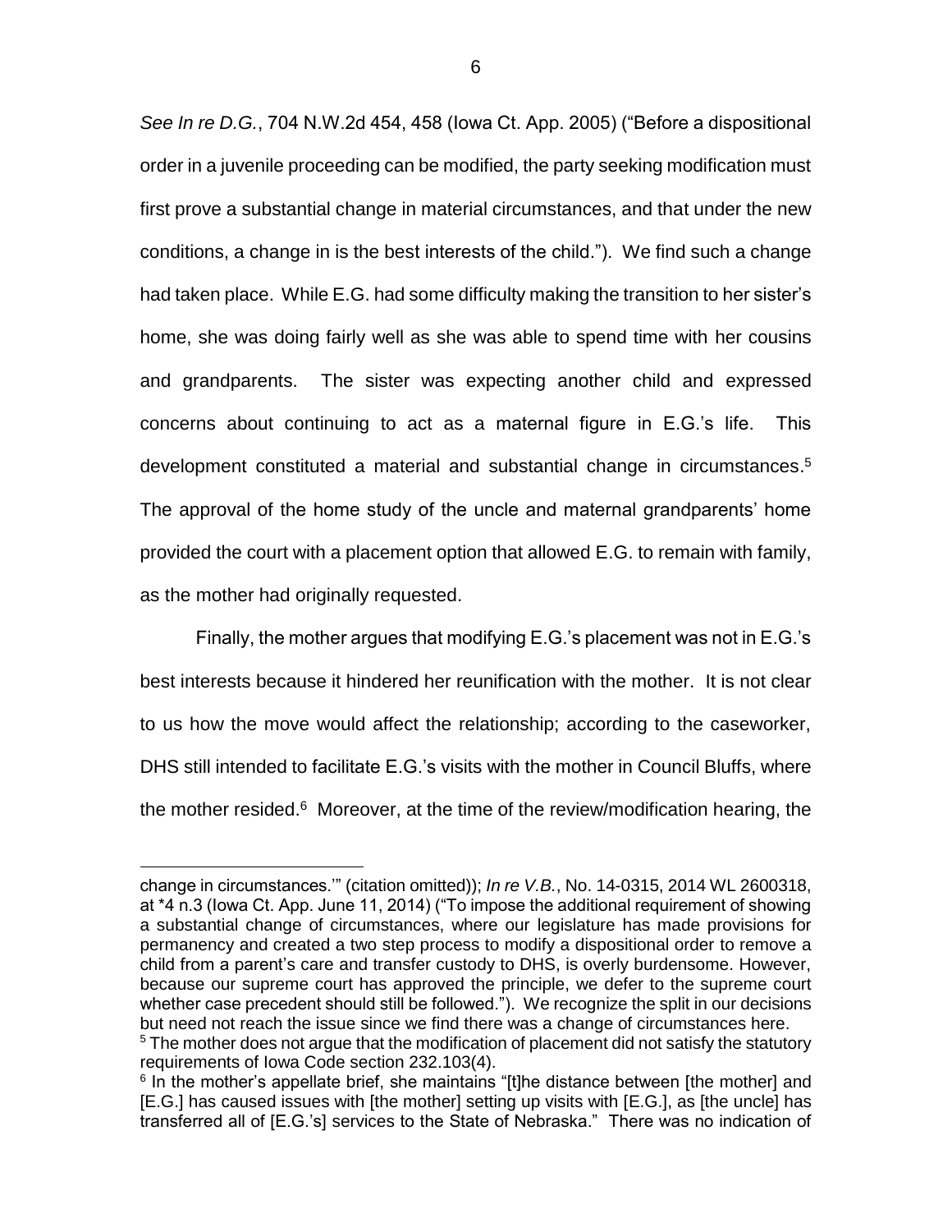*See In re D.G.*, 704 N.W.2d 454, 458 (Iowa Ct. App. 2005) ("Before a dispositional order in a juvenile proceeding can be modified, the party seeking modification must first prove a substantial change in material circumstances, and that under the new conditions, a change in is the best interests of the child."). We find such a change had taken place. While E.G. had some difficulty making the transition to her sister's home, she was doing fairly well as she was able to spend time with her cousins and grandparents. The sister was expecting another child and expressed concerns about continuing to act as a maternal figure in E.G.'s life. This development constituted a material and substantial change in circumstances.[5] The approval of the home study of the uncle and maternal grandparents' home provided the court with a placement option that allowed E.G. to remain with family, as the mother had originally requested.

Finally, the mother argues that modifying E.G.'s placement was not in E.G.'s best interests because it hindered her reunification with the mother. It is not clear to us how the move would affect the relationship; according to the caseworker, DHS still intended to facilitate E.G.'s visits with the mother in Council Bluffs, where the mother resided.[6] Moreover, at the time of the review/modification hearing, the

---

change in circumstances.'" (citation omitted)); *In re V.B.*, No. 14-0315, 2014 WL 2600318, at *4 n.3 (Iowa Ct. App. June 11, 2014) ("To impose the additional requirement of showing a substantial change of circumstances, where our legislature has made provisions for permanency and created a two step process to modify a dispositional order to remove a child from a parent's care and transfer custody to DHS, is overly burdensome. However, because our supreme court has approved the principle, we defer to the supreme court whether case precedent should still be followed."). We recognize the split in our decisions but need not reach the issue since we find there was a change of circumstances here.

[5] The mother does not argue that the modification of placement did not satisfy the statutory requirements of Iowa Code section 232.103(4).

[6] In the mother's appellate brief, she maintains "[t]he distance between [the mother] and [E.G.] has caused issues with [the mother] setting up visits with [E.G.], as [the uncle] has transferred all of [E.G.'s] services to the State of Nebraska." There was no indication of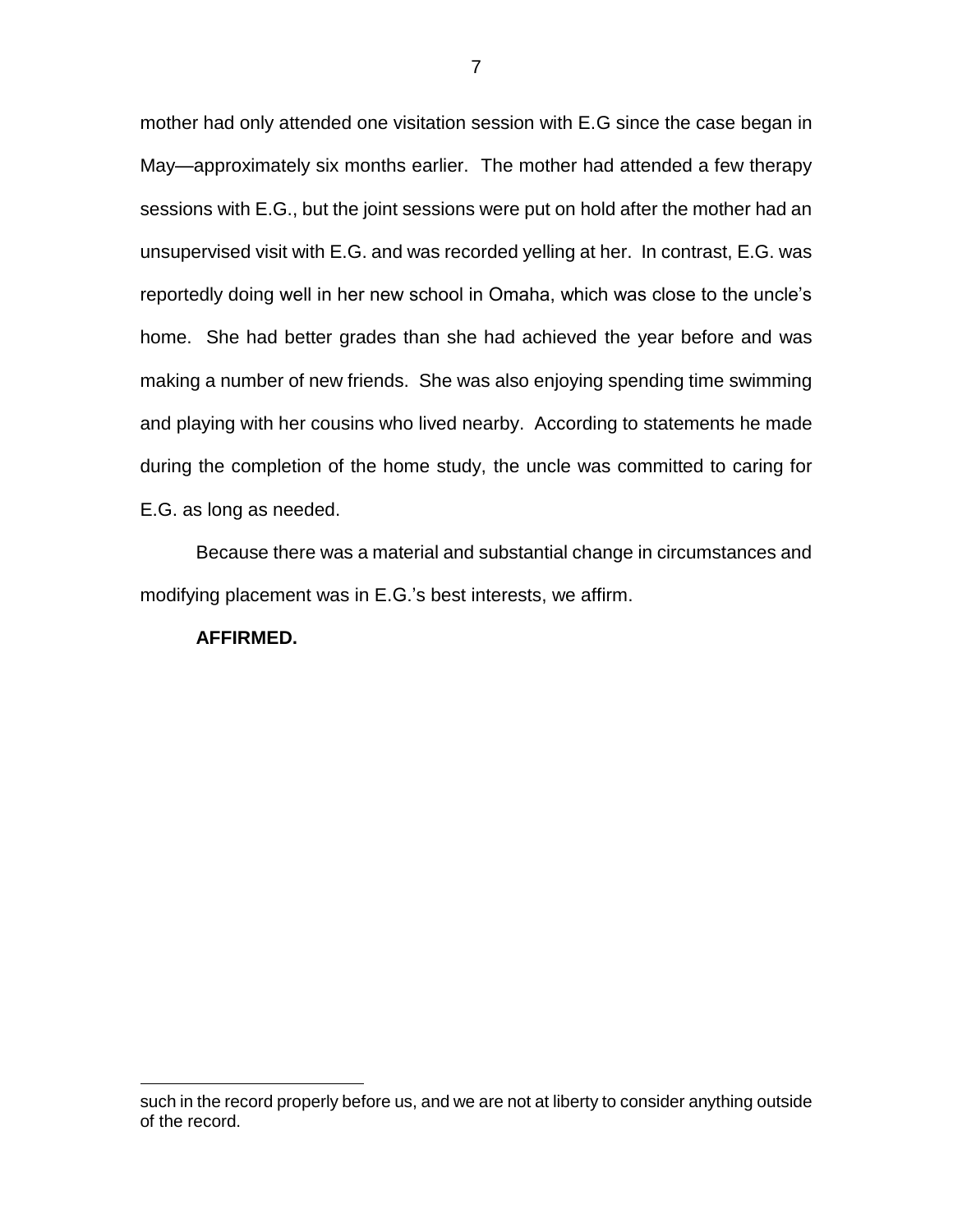mother had only attended one visitation session with E.G since the case began in May—approximately six months earlier. The mother had attended a few therapy sessions with E.G., but the joint sessions were put on hold after the mother had an unsupervised visit with E.G. and was recorded yelling at her. In contrast, E.G. was reportedly doing well in her new school in Omaha, which was close to the uncle's home. She had better grades than she had achieved the year before and was making a number of new friends. She was also enjoying spending time swimming and playing with her cousins who lived nearby. According to statements he made during the completion of the home study, the uncle was committed to caring for E.G. as long as needed.

Because there was a material and substantial change in circumstances and modifying placement was in E.G.'s best interests, we affirm.

**AFFIRMED.**

---

such in the record properly before us, and we are not at liberty to consider anything outside of the record.